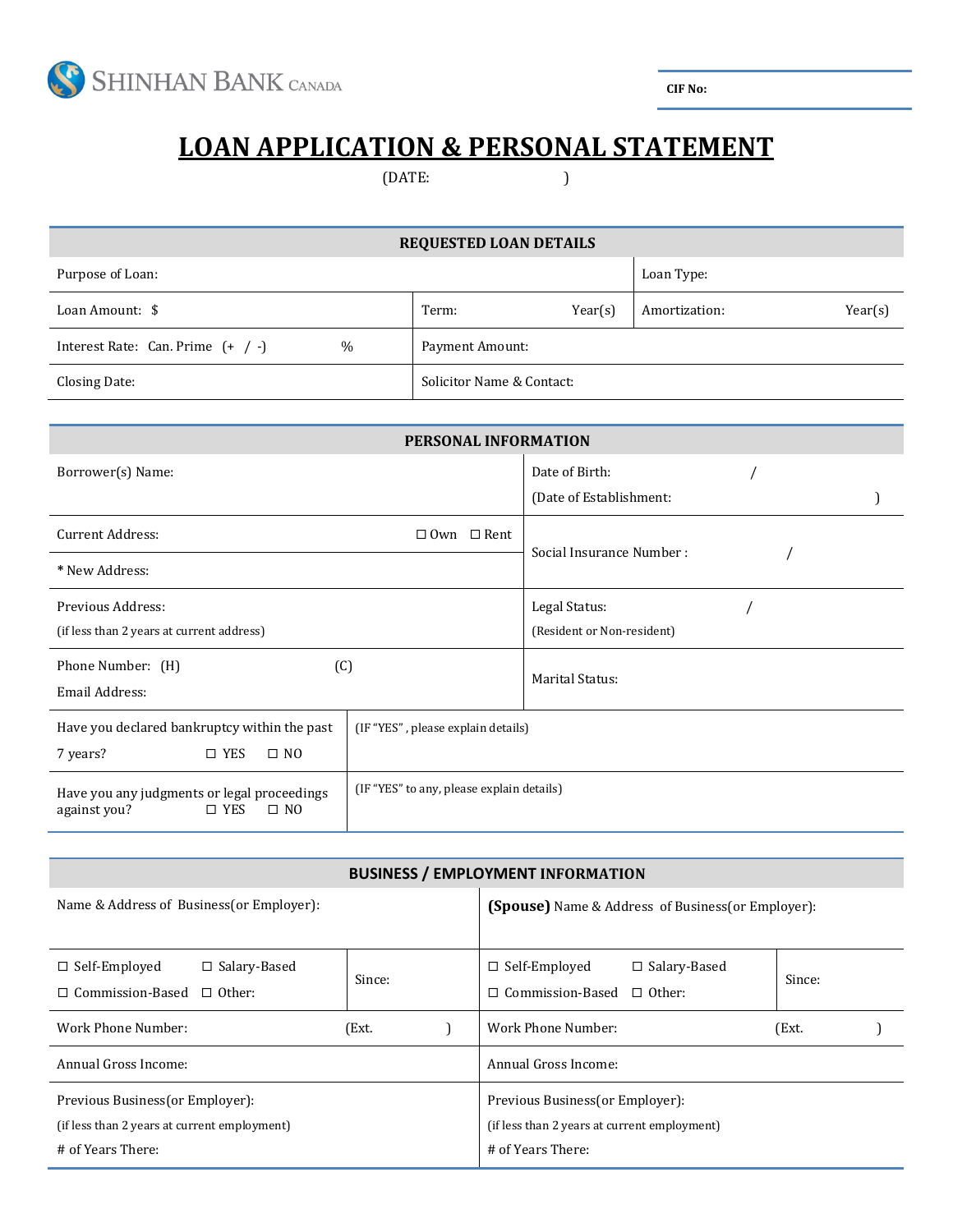SHINHAN BANK CANADA

**CIF No:**

# LOAN APPLICATION & PERSONAL STATEMENT

(DATE: )

| **REQUESTED LOAN DETAILS** | | |
|---|---|---|
| Purpose of Loan: | | Loan Type: |
| Loan Amount: $ | Term: Year(s) | Amortization: Year(s) |
| Interest Rate: Can. Prime (+ / -) % | Payment Amount: | |
| Closing Date: | Solicitor Name & Contact: | |

| **PERSONAL INFORMATION** | |
|---|---|
| Borrower(s) Name: | Date of Birth: / <br> (Date of Establishment: ) |
| Current Address: ☐ Own ☐ Rent | Social Insurance Number : / |
| * New Address: | |
| Previous Address: <br> (if less than 2 years at current address) | Legal Status: / <br> (Resident or Non-resident) |
| Phone Number: (H) (C) <br> Email Address: | Marital Status: |
| Have you declared bankruptcy within the past 7 years? ☐ YES ☐ NO | (IF "YES" , please explain details) |
| Have you any judgments or legal proceedings against you? ☐ YES ☐ NO | (IF "YES" to any, please explain details) |

| **BUSINESS / EMPLOYMENT INFORMATION** | | | |
|---|---|---|---|
| Name & Address of Business(or Employer): | | **(Spouse)** Name & Address of Business(or Employer): | |
| ☐ Self-Employed ☐ Salary-Based <br> ☐ Commission-Based ☐ Other: | Since: | ☐ Self-Employed ☐ Salary-Based <br> ☐ Commission-Based ☐ Other: | Since: |
| Work Phone Number: (Ext. ) | | Work Phone Number: (Ext. ) | |
| Annual Gross Income: | | Annual Gross Income: | |
| Previous Business(or Employer): <br> (if less than 2 years at current employment) <br> # of Years There: | | Previous Business(or Employer): <br> (if less than 2 years at current employment) <br> # of Years There: | |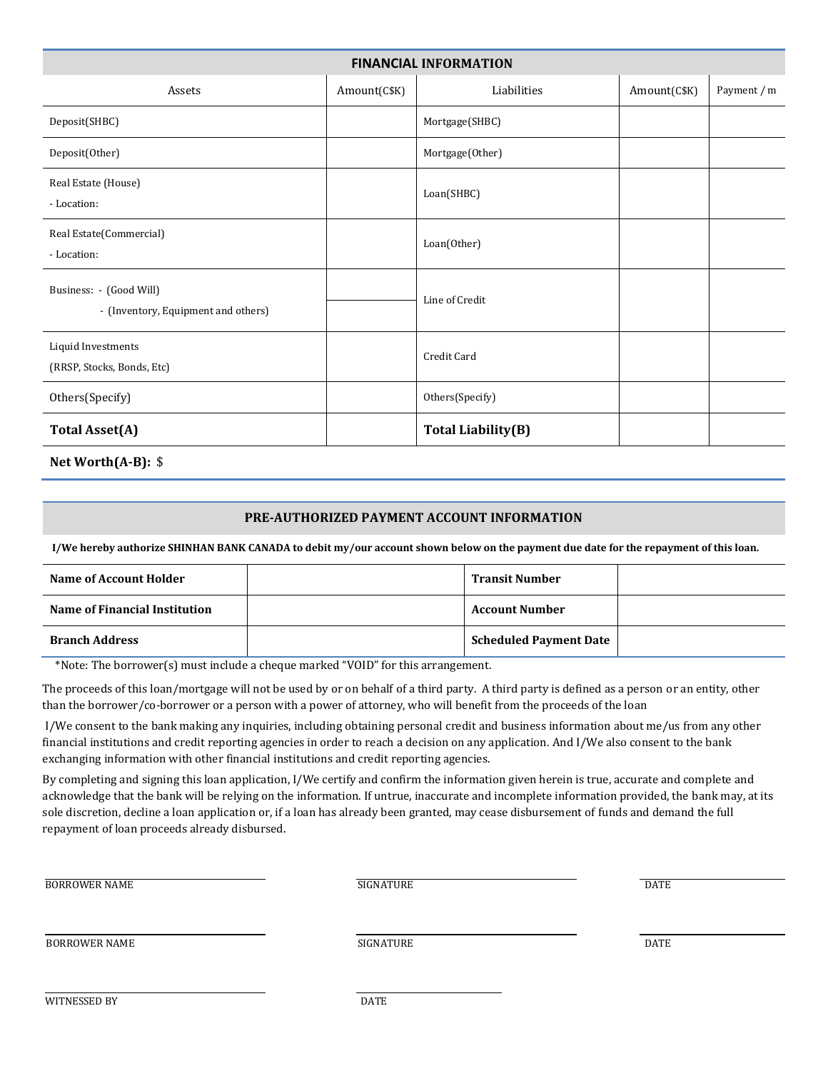## FINANCIAL INFORMATION

| Assets | Amount(C$K) | Liabilities | Amount(C$K) | Payment / m |
|---|---|---|---|---|
| Deposit(SHBC) | | Mortgage(SHBC) | | |
| Deposit(Other) | | Mortgage(Other) | | |
| Real Estate (House)<br>- Location: | | Loan(SHBC) | | |
| Real Estate(Commercial)<br>- Location: | | Loan(Other) | | |
| Business: - (Good Will)<br>- (Inventory, Equipment and others) | | Line of Credit | | |
| Liquid Investments<br>(RRSP, Stocks, Bonds, Etc) | | Credit Card | | |
| Others(Specify) | | Others(Specify) | | |
| **Total Asset(A)** | | **Total Liability(B)** | | |

**Net Worth(A-B):** $

## PRE-AUTHORIZED PAYMENT ACCOUNT INFORMATION

**I/We hereby authorize SHINHAN BANK CANADA to debit my/our account shown below on the payment due date for the repayment of this loan.**

| | | | |
|---|---|---|---|
| **Name of Account Holder** | | **Transit Number** | |
| **Name of Financial Institution** | | **Account Number** | |
| **Branch Address** | | **Scheduled Payment Date** | |

*Note: The borrower(s) must include a cheque marked "VOID" for this arrangement.

The proceeds of this loan/mortgage will not be used by or on behalf of a third party. A third party is defined as a person or an entity, other than the borrower/co-borrower or a person with a power of attorney, who will benefit from the proceeds of the loan

I/We consent to the bank making any inquiries, including obtaining personal credit and business information about me/us from any other financial institutions and credit reporting agencies in order to reach a decision on any application. And I/We also consent to the bank exchanging information with other financial institutions and credit reporting agencies.

By completing and signing this loan application, I/We certify and confirm the information given herein is true, accurate and complete and acknowledge that the bank will be relying on the information. If untrue, inaccurate and incomplete information provided, the bank may, at its sole discretion, decline a loan application or, if a loan has already been granted, may cease disbursement of funds and demand the full repayment of loan proceeds already disbursed.

BORROWER NAME ______________ SIGNATURE ______________ DATE ______________

BORROWER NAME ______________ SIGNATURE ______________ DATE ______________

WITNESSED BY ______________ DATE ______________